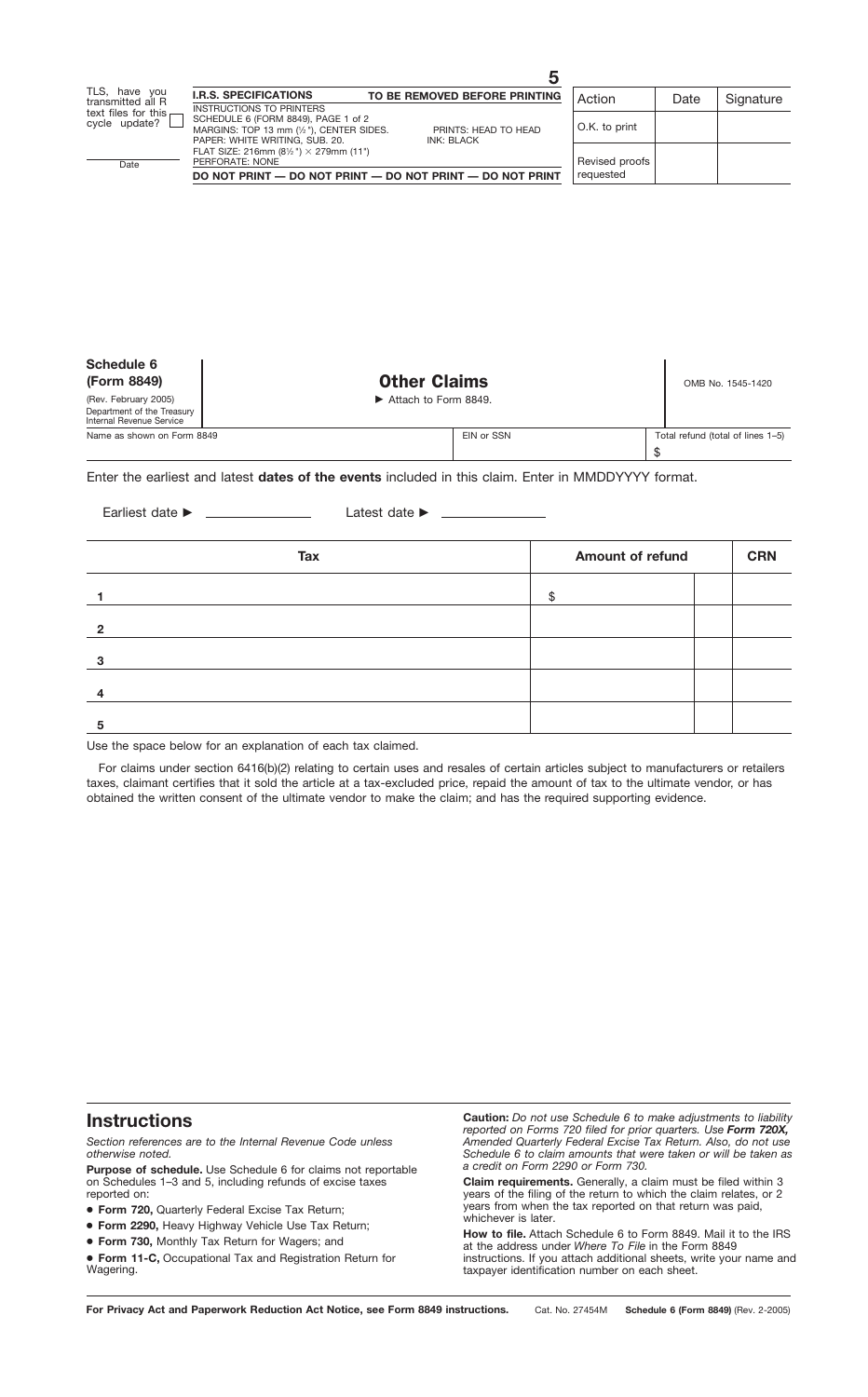TLS, have you transmitted all R text files for this cycle update? ☐

Date

**I.R.S. SPECIFICATIONS** TO BE REMOVED BEFORE PRINTING

INSTRUCTIONS TO PRINTERS
SCHEDULE 6 (FORM 8849), PAGE 1 of 2
MARGINS: TOP 13 mm (½"), CENTER SIDES. PRINTS: HEAD TO HEAD
PAPER: WHITE WRITING, SUB. 20. INK: BLACK
FLAT SIZE: 216mm (8½") × 279mm (11")
PERFORATE: NONE

**DO NOT PRINT — DO NOT PRINT — DO NOT PRINT — DO NOT PRINT**

5

| Action | Date | Signature |
|---|---|---|
| O.K. to print | | |
| Revised proofs requested | | |

**Schedule 6 (Form 8849)**
(Rev. February 2005)
Department of the Treasury
Internal Revenue Service

# Other Claims

► Attach to Form 8849.

OMB No. 1545-1420

| Name as shown on Form 8849 | EIN or SSN | Total refund (total of lines 1–5) |
|---|---|---|
| | | $ |

Enter the earliest and latest **dates of the events** included in this claim. Enter in MMDDYYYY format.

Earliest date ► ______________ Latest date ► ______________

| | Tax | Amount of refund | | CRN |
|---|---|---|---|---|
| 1 | | $ | | |
| 2 | | | | |
| 3 | | | | |
| 4 | | | | |
| 5 | | | | |

Use the space below for an explanation of each tax claimed.

For claims under section 6416(b)(2) relating to certain uses and resales of certain articles subject to manufacturers or retailers taxes, claimant certifies that it sold the article at a tax-excluded price, repaid the amount of tax to the ultimate vendor, or has obtained the written consent of the ultimate vendor to make the claim; and has the required supporting evidence.

## Instructions

*Section references are to the Internal Revenue Code unless otherwise noted.*

**Purpose of schedule.** Use Schedule 6 for claims not reportable on Schedules 1–3 and 5, including refunds of excise taxes reported on:

- **Form 720,** Quarterly Federal Excise Tax Return;
- **Form 2290,** Heavy Highway Vehicle Use Tax Return;
- **Form 730,** Monthly Tax Return for Wagers; and
- **Form 11-C,** Occupational Tax and Registration Return for Wagering.

**Caution:** *Do not use Schedule 6 to make adjustments to liability reported on Forms 720 filed for prior quarters. Use* ***Form 720X,*** *Amended Quarterly Federal Excise Tax Return. Also, do not use Schedule 6 to claim amounts that were taken or will be taken as a credit on Form 2290 or Form 730.*

**Claim requirements.** Generally, a claim must be filed within 3 years of the filing of the return to which the claim relates, or 2 years from when the tax reported on that return was paid, whichever is later.

**How to file.** Attach Schedule 6 to Form 8849. Mail it to the IRS at the address under *Where To File* in the Form 8849 instructions. If you attach additional sheets, write your name and taxpayer identification number on each sheet.

**For Privacy Act and Paperwork Reduction Act Notice, see Form 8849 instructions.** Cat. No. 27454M **Schedule 6 (Form 8849)** (Rev. 2-2005)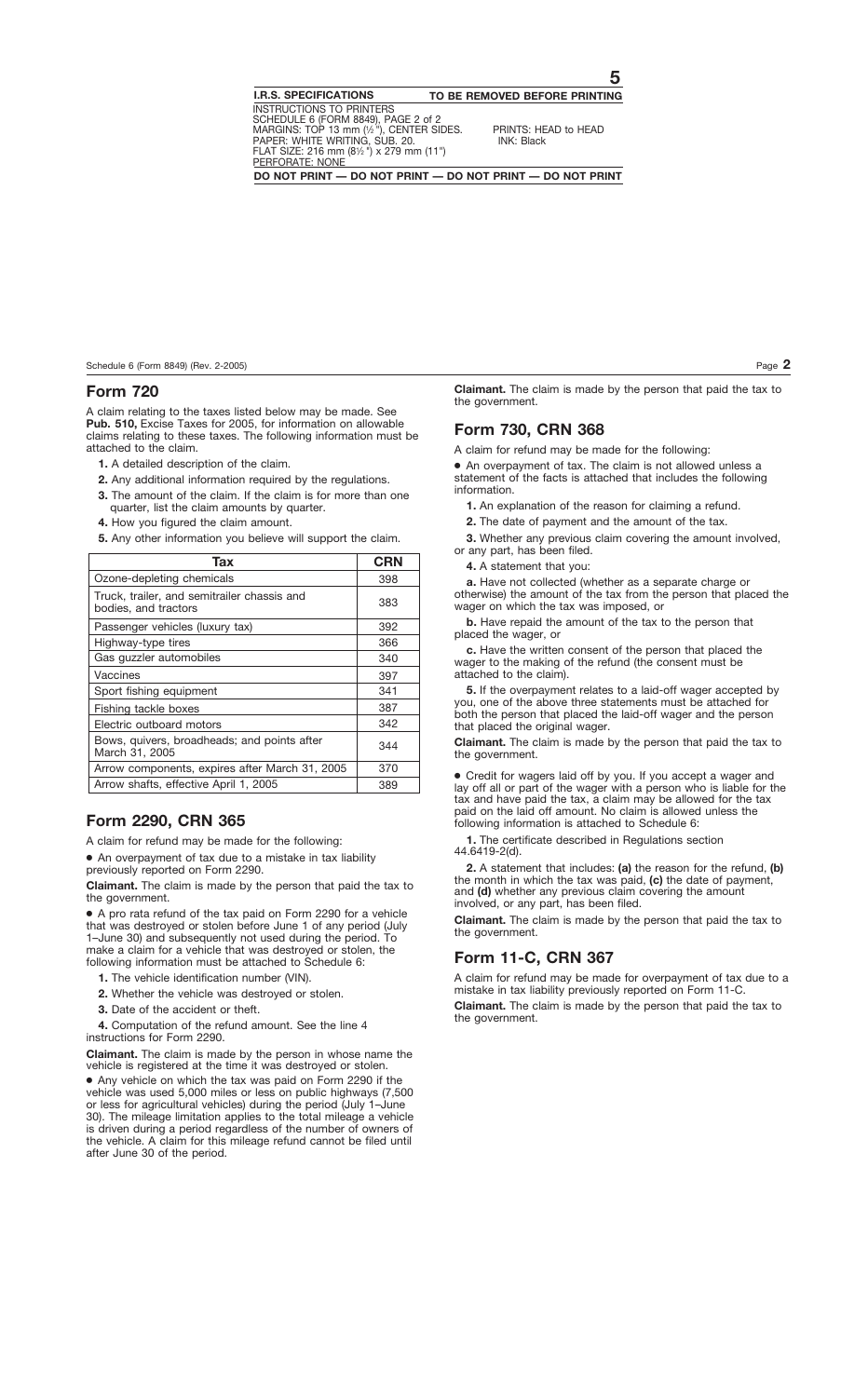## Form 720

A claim relating to the taxes listed below may be made. See **Pub. 510,** Excise Taxes for 2005, for information on allowable claims relating to these taxes. The following information must be attached to the claim.

1. A detailed description of the claim.
2. Any additional information required by the regulations.
3. The amount of the claim. If the claim is for more than one quarter, list the claim amounts by quarter.
4. How you figured the claim amount.
5. Any other information you believe will support the claim.

| Tax | CRN |
|---|---|
| Ozone-depleting chemicals | 398 |
| Truck, trailer, and semitrailer chassis and bodies, and tractors | 383 |
| Passenger vehicles (luxury tax) | 392 |
| Highway-type tires | 366 |
| Gas guzzler automobiles | 340 |
| Vaccines | 397 |
| Sport fishing equipment | 341 |
| Fishing tackle boxes | 387 |
| Electric outboard motors | 342 |
| Bows, quivers, broadheads; and points after March 31, 2005 | 344 |
| Arrow components, expires after March 31, 2005 | 370 |
| Arrow shafts, effective April 1, 2005 | 389 |

## Form 2290, CRN 365

A claim for refund may be made for the following:

• An overpayment of tax due to a mistake in tax liability previously reported on Form 2290.

**Claimant.** The claim is made by the person that paid the tax to the government.

• A pro rata refund of the tax paid on Form 2290 for a vehicle that was destroyed or stolen before June 1 of any period (July 1–June 30) and subsequently not used during the period. To make a claim for a vehicle that was destroyed or stolen, the following information must be attached to Schedule 6:

1. The vehicle identification number (VIN).
2. Whether the vehicle was destroyed or stolen.
3. Date of the accident or theft.
4. Computation of the refund amount. See the line 4 instructions for Form 2290.

**Claimant.** The claim is made by the person in whose name the vehicle is registered at the time it was destroyed or stolen.

• Any vehicle on which the tax was paid on Form 2290 if the vehicle was used 5,000 miles or less on public highways (7,500 or less for agricultural vehicles) during the period (July 1–June 30). The mileage limitation applies to the total mileage a vehicle is driven during a period regardless of the number of owners of the vehicle. A claim for this mileage refund cannot be filed until after June 30 of the period.

**Claimant.** The claim is made by the person that paid the tax to the government.

## Form 730, CRN 368

A claim for refund may be made for the following:

• An overpayment of tax. The claim is not allowed unless a statement of the facts is attached that includes the following information.

1. An explanation of the reason for claiming a refund.
2. The date of payment and the amount of the tax.
3. Whether any previous claim covering the amount involved, or any part, has been filed.
4. A statement that you:

**a.** Have not collected (whether as a separate charge or otherwise) the amount of the tax from the person that placed the wager on which the tax was imposed, or

**b.** Have repaid the amount of the tax to the person that placed the wager, or

**c.** Have the written consent of the person that placed the wager to the making of the refund (the consent must be attached to the claim).

5. If the overpayment relates to a laid-off wager accepted by you, one of the above three statements must be attached for both the person that placed the laid-off wager and the person that placed the original wager.

**Claimant.** The claim is made by the person that paid the tax to the government.

• Credit for wagers laid off by you. If you accept a wager and lay off all or part of the wager with a person who is liable for the tax and have paid the tax, a claim may be allowed for the tax paid on the laid off amount. No claim is allowed unless the following information is attached to Schedule 6:

1. The certificate described in Regulations section 44.6419-2(d).
2. A statement that includes: **(a)** the reason for the refund, **(b)** the month in which the tax was paid, **(c)** the date of payment, and **(d)** whether any previous claim covering the amount involved, or any part, has been filed.

**Claimant.** The claim is made by the person that paid the tax to the government.

## Form 11-C, CRN 367

A claim for refund may be made for overpayment of tax due to a mistake in tax liability previously reported on Form 11-C.

**Claimant.** The claim is made by the person that paid the tax to the government.